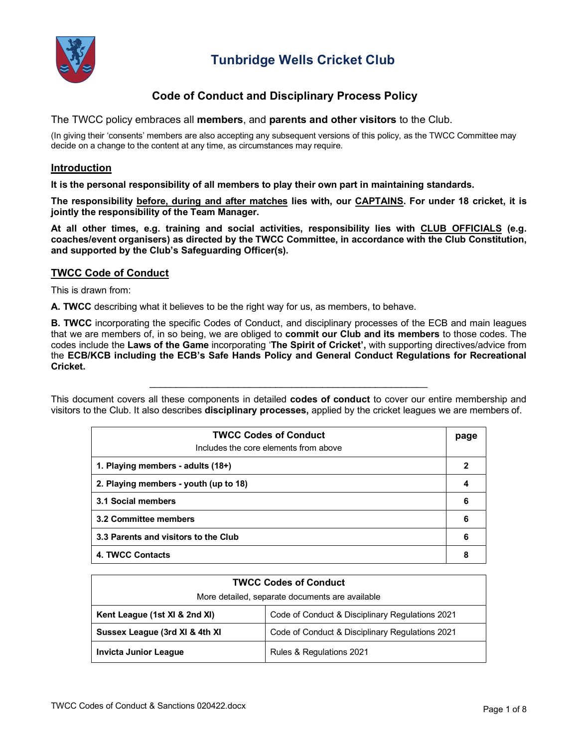# Tunbridge Wells Cricket Club

## Code of Conduct and Disciplinary Process Policy

The TWCC policy embraces all **members**, and **parents and other visitors** to the Club.

(In giving their 'consents' members are also accepting any subsequent versions of this policy, as the TWCC Committee may decide on a change to the content at any time, as circumstances may require.

### Introduction

**It is the personal responsibility of all members to play their own part in maintaining standards.**

**The responsibility before, during and after matches lies with, our CAPTAINS. For under 18 cricket, it is jointly the responsibility of the Team Manager.**

**At all other times, e.g. training and social activities, responsibility lies with CLUB OFFICIALS (e.g. coaches/event organisers) as directed by the TWCC Committee, in accordance with the Club Constitution, and supported by the Club's Safeguarding Officer(s).**

### TWCC Code of Conduct

This is drawn from:

**A. TWCC** describing what it believes to be the right way for us, as members, to behave.

**B. TWCC** incorporating the specific Codes of Conduct, and disciplinary processes of the ECB and main leagues that we are members of, in so being, we are obliged to **commit our Club and its members** to those codes. The codes include the **Laws of the Game** incorporating '**The Spirit of Cricket',** with supporting directives/advice from the **ECB/KCB including the ECB's Safe Hands Policy and General Conduct Regulations for Recreational Cricket.**

---

This document covers all these components in detailed **codes of conduct** to cover our entire membership and visitors to the Club. It also describes **disciplinary processes,** applied by the cricket leagues we are members of.

| **TWCC Codes of Conduct** Includes the core elements from above | **page** |
|---|---|
| **1. Playing members - adults (18+)** | **2** |
| **2. Playing members - youth (up to 18)** | **4** |
| **3.1 Social members** | **6** |
| **3.2 Committee members** | **6** |
| **3.3 Parents and visitors to the Club** | **6** |
| **4. TWCC Contacts** | **8** |

| **TWCC Codes of Conduct** More detailed, separate documents are available | |
|---|---|
| **Kent League (1st XI & 2nd XI)** | Code of Conduct & Disciplinary Regulations 2021 |
| **Sussex League (3rd XI & 4th XI** | Code of Conduct & Disciplinary Regulations 2021 |
| **Invicta Junior League** | Rules & Regulations 2021 |

TWCC Codes of Conduct & Sanctions 020422.docx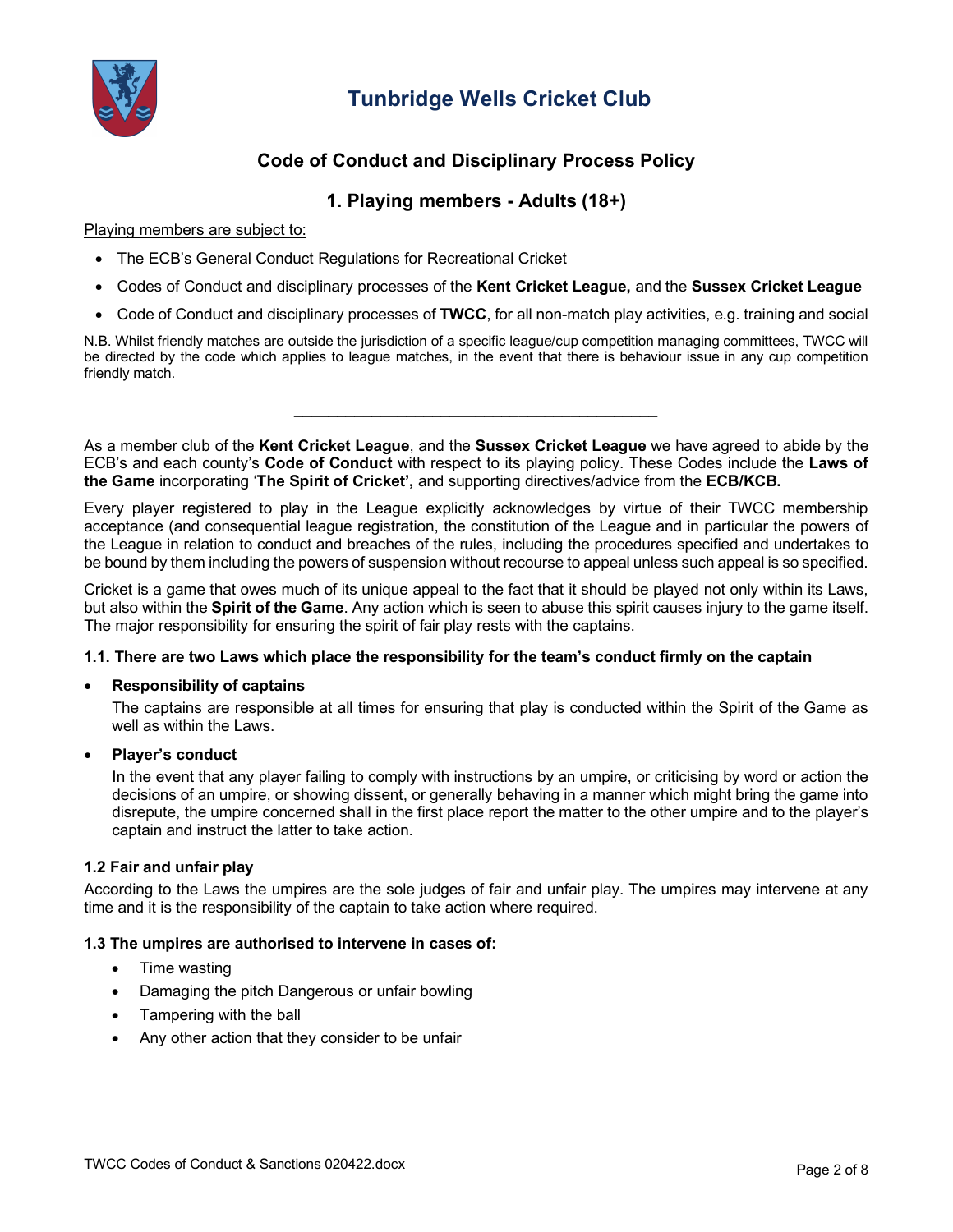# Tunbridge Wells Cricket Club

## Code of Conduct and Disciplinary Process Policy

## 1. Playing members - Adults (18+)

Playing members are subject to:

- The ECB's General Conduct Regulations for Recreational Cricket
- Codes of Conduct and disciplinary processes of the **Kent Cricket League,** and the **Sussex Cricket League**
- Code of Conduct and disciplinary processes of **TWCC**, for all non-match play activities, e.g. training and social

N.B. Whilst friendly matches are outside the jurisdiction of a specific league/cup competition managing committees, TWCC will be directed by the code which applies to league matches, in the event that there is behaviour issue in any cup competition friendly match.

---

As a member club of the **Kent Cricket League**, and the **Sussex Cricket League** we have agreed to abide by the ECB's and each county's **Code of Conduct** with respect to its playing policy. These Codes include the **Laws of the Game** incorporating '**The Spirit of Cricket',** and supporting directives/advice from the **ECB/KCB.**

Every player registered to play in the League explicitly acknowledges by virtue of their TWCC membership acceptance (and consequential league registration, the constitution of the League and in particular the powers of the League in relation to conduct and breaches of the rules, including the procedures specified and undertakes to be bound by them including the powers of suspension without recourse to appeal unless such appeal is so specified.

Cricket is a game that owes much of its unique appeal to the fact that it should be played not only within its Laws, but also within the **Spirit of the Game**. Any action which is seen to abuse this spirit causes injury to the game itself. The major responsibility for ensuring the spirit of fair play rests with the captains.

### 1.1. There are two Laws which place the responsibility for the team's conduct firmly on the captain

- **Responsibility of captains**

  The captains are responsible at all times for ensuring that play is conducted within the Spirit of the Game as well as within the Laws.

- **Player's conduct**

  In the event that any player failing to comply with instructions by an umpire, or criticising by word or action the decisions of an umpire, or showing dissent, or generally behaving in a manner which might bring the game into disrepute, the umpire concerned shall in the first place report the matter to the other umpire and to the player's captain and instruct the latter to take action.

### 1.2 Fair and unfair play

According to the Laws the umpires are the sole judges of fair and unfair play. The umpires may intervene at any time and it is the responsibility of the captain to take action where required.

### 1.3 The umpires are authorised to intervene in cases of:

- Time wasting
- Damaging the pitch Dangerous or unfair bowling
- Tampering with the ball
- Any other action that they consider to be unfair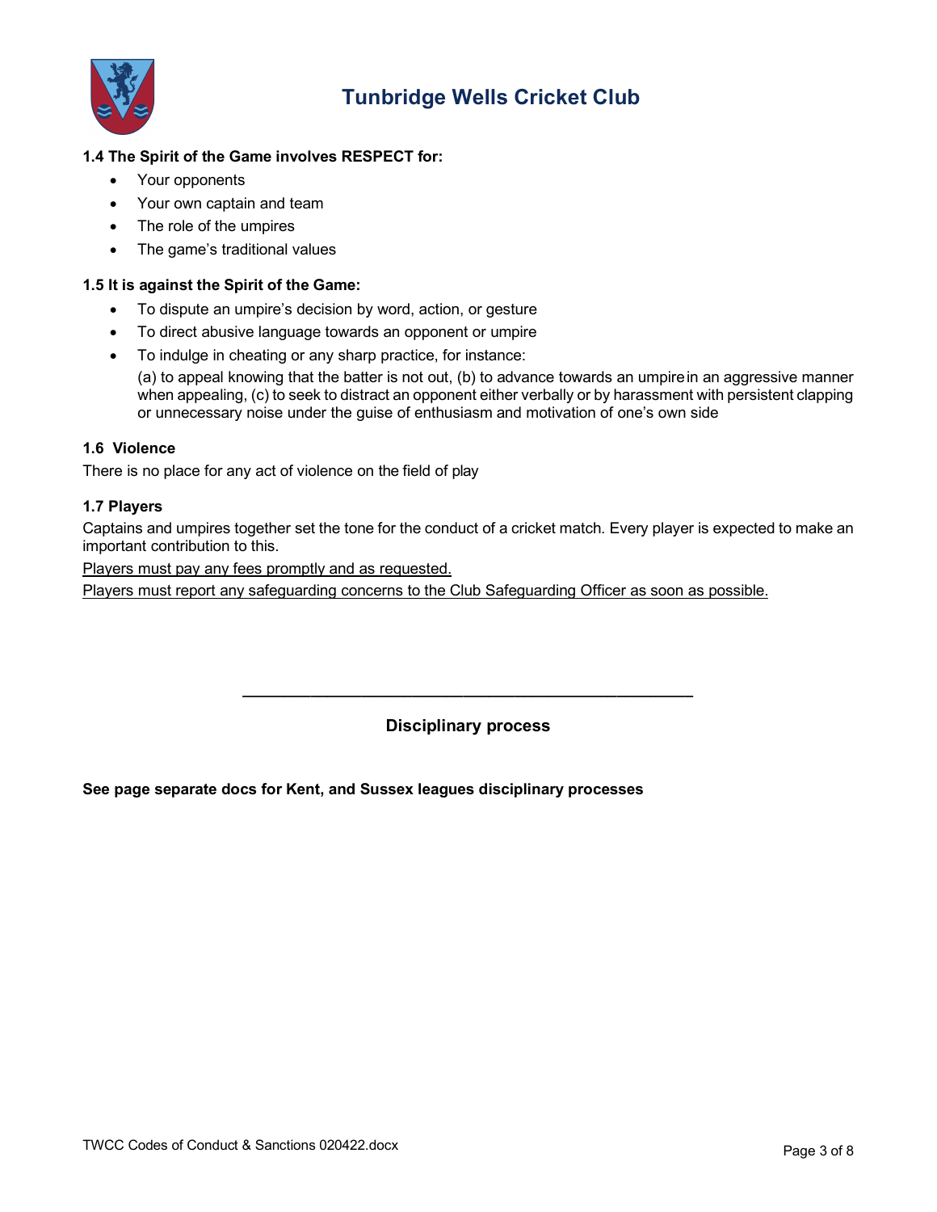**1.4 The Spirit of the Game involves RESPECT for:**

- Your opponents
- Your own captain and team
- The role of the umpires
- The game's traditional values

**1.5 It is against the Spirit of the Game:**

- To dispute an umpire's decision by word, action, or gesture
- To direct abusive language towards an opponent or umpire
- To indulge in cheating or any sharp practice, for instance:

  (a) to appeal knowing that the batter is not out, (b) to advance towards an umpire in an aggressive manner when appealing, (c) to seek to distract an opponent either verbally or by harassment with persistent clapping or unnecessary noise under the guise of enthusiasm and motivation of one's own side

**1.6 Violence**

There is no place for any act of violence on the field of play

**1.7 Players**

Captains and umpires together set the tone for the conduct of a cricket match. Every player is expected to make an important contribution to this.

<u>Players must pay any fees promptly and as requested.</u>

<u>Players must report any safeguarding concerns to the Club Safeguarding Officer as soon as possible.</u>

---

**Disciplinary process**

**See page separate docs for Kent, and Sussex leagues disciplinary processes**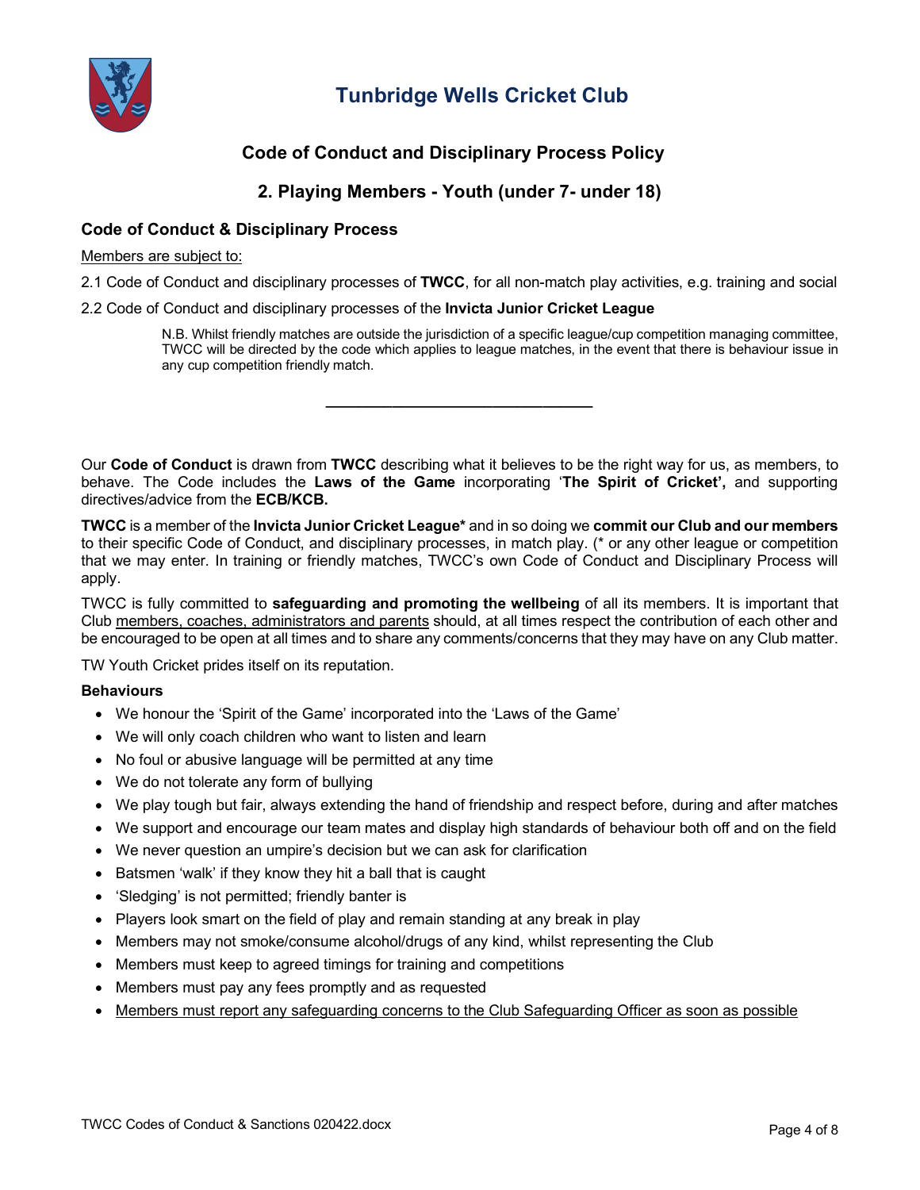# Tunbridge Wells Cricket Club

## Code of Conduct and Disciplinary Process Policy

## 2. Playing Members - Youth (under 7- under 18)

### Code of Conduct & Disciplinary Process

Members are subject to:

2.1 Code of Conduct and disciplinary processes of **TWCC**, for all non-match play activities, e.g. training and social

2.2 Code of Conduct and disciplinary processes of the **Invicta Junior Cricket League**

> N.B. Whilst friendly matches are outside the jurisdiction of a specific league/cup competition managing committee, TWCC will be directed by the code which applies to league matches, in the event that there is behaviour issue in any cup competition friendly match.

---

Our **Code of Conduct** is drawn from **TWCC** describing what it believes to be the right way for us, as members, to behave. The Code includes the **Laws of the Game** incorporating '**The Spirit of Cricket',** and supporting directives/advice from the **ECB/KCB.**

**TWCC** is a member of the **Invicta Junior Cricket League*** and in so doing we **commit our Club and our members** to their specific Code of Conduct, and disciplinary processes, in match play. (* or any other league or competition that we may enter. In training or friendly matches, TWCC's own Code of Conduct and Disciplinary Process will apply.

TWCC is fully committed to **safeguarding and promoting the wellbeing** of all its members. It is important that Club members, coaches, administrators and parents should, at all times respect the contribution of each other and be encouraged to be open at all times and to share any comments/concerns that they may have on any Club matter.

TW Youth Cricket prides itself on its reputation.

**Behaviours**

- We honour the 'Spirit of the Game' incorporated into the 'Laws of the Game'
- We will only coach children who want to listen and learn
- No foul or abusive language will be permitted at any time
- We do not tolerate any form of bullying
- We play tough but fair, always extending the hand of friendship and respect before, during and after matches
- We support and encourage our team mates and display high standards of behaviour both off and on the field
- We never question an umpire's decision but we can ask for clarification
- Batsmen 'walk' if they know they hit a ball that is caught
- 'Sledging' is not permitted; friendly banter is
- Players look smart on the field of play and remain standing at any break in play
- Members may not smoke/consume alcohol/drugs of any kind, whilst representing the Club
- Members must keep to agreed timings for training and competitions
- Members must pay any fees promptly and as requested
- Members must report any safeguarding concerns to the Club Safeguarding Officer as soon as possible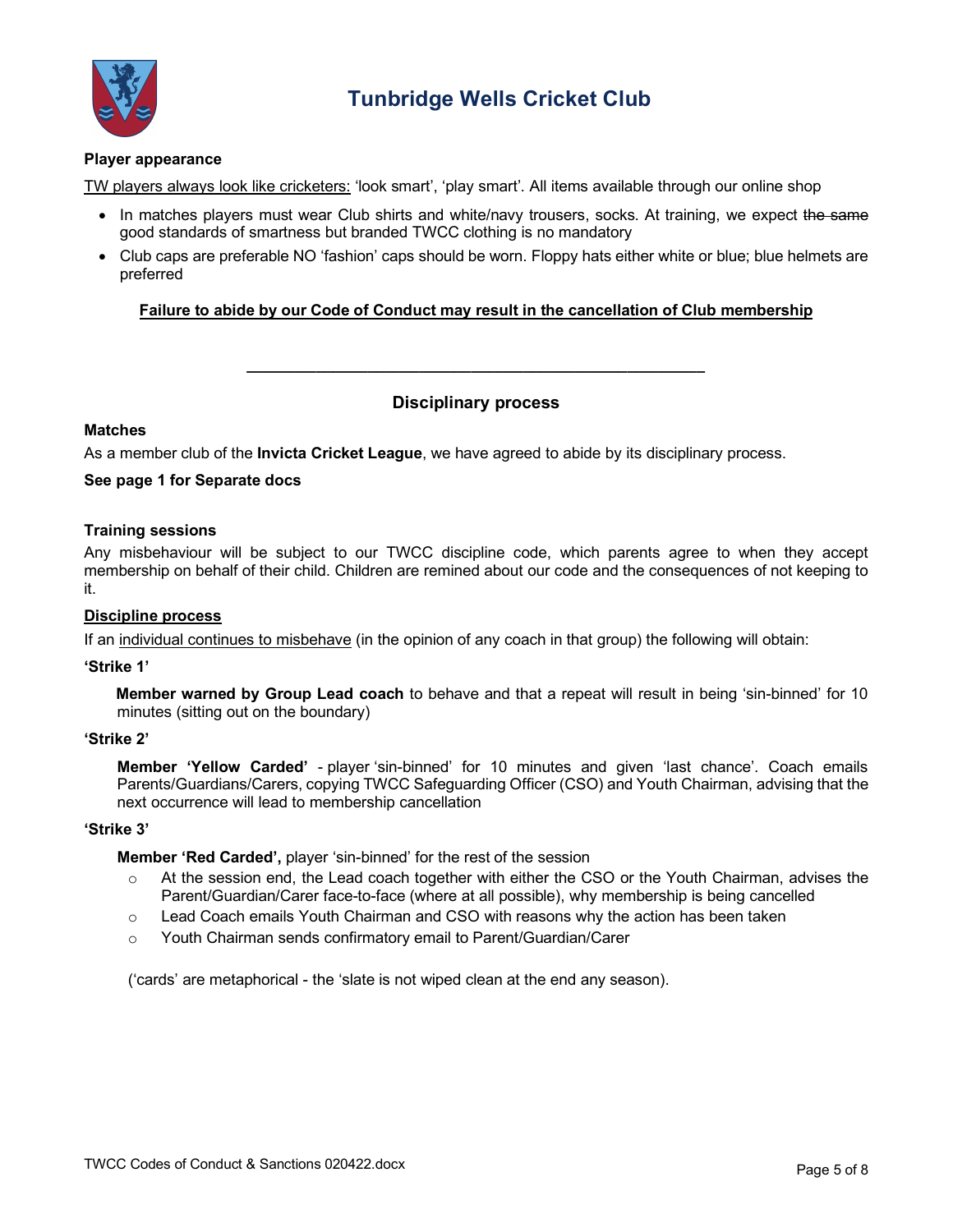# Tunbridge Wells Cricket Club

**Player appearance**

TW players always look like cricketers: 'look smart', 'play smart'. All items available through our online shop

- In matches players must wear Club shirts and white/navy trousers, socks. At training, we expect ~~the same~~ good standards of smartness but branded TWCC clothing is no mandatory
- Club caps are preferable NO 'fashion' caps should be worn. Floppy hats either white or blue; blue helmets are preferred

**Failure to abide by our Code of Conduct may result in the cancellation of Club membership**

---

## Disciplinary process

**Matches**

As a member club of the **Invicta Cricket League**, we have agreed to abide by its disciplinary process.

**See page 1 for Separate docs**

**Training sessions**

Any misbehaviour will be subject to our TWCC discipline code, which parents agree to when they accept membership on behalf of their child. Children are remined about our code and the consequences of not keeping to it.

**Discipline process**

If an individual continues to misbehave (in the opinion of any coach in that group) the following will obtain:

**'Strike 1'**

**Member warned by Group Lead coach** to behave and that a repeat will result in being 'sin-binned' for 10 minutes (sitting out on the boundary)

**'Strike 2'**

**Member 'Yellow Carded'** - player 'sin-binned' for 10 minutes and given 'last chance'. Coach emails Parents/Guardians/Carers, copying TWCC Safeguarding Officer (CSO) and Youth Chairman, advising that the next occurrence will lead to membership cancellation

**'Strike 3'**

**Member 'Red Carded',** player 'sin-binned' for the rest of the session

- At the session end, the Lead coach together with either the CSO or the Youth Chairman, advises the Parent/Guardian/Carer face-to-face (where at all possible), why membership is being cancelled
- Lead Coach emails Youth Chairman and CSO with reasons why the action has been taken
- Youth Chairman sends confirmatory email to Parent/Guardian/Carer

('cards' are metaphorical - the 'slate is not wiped clean at the end any season).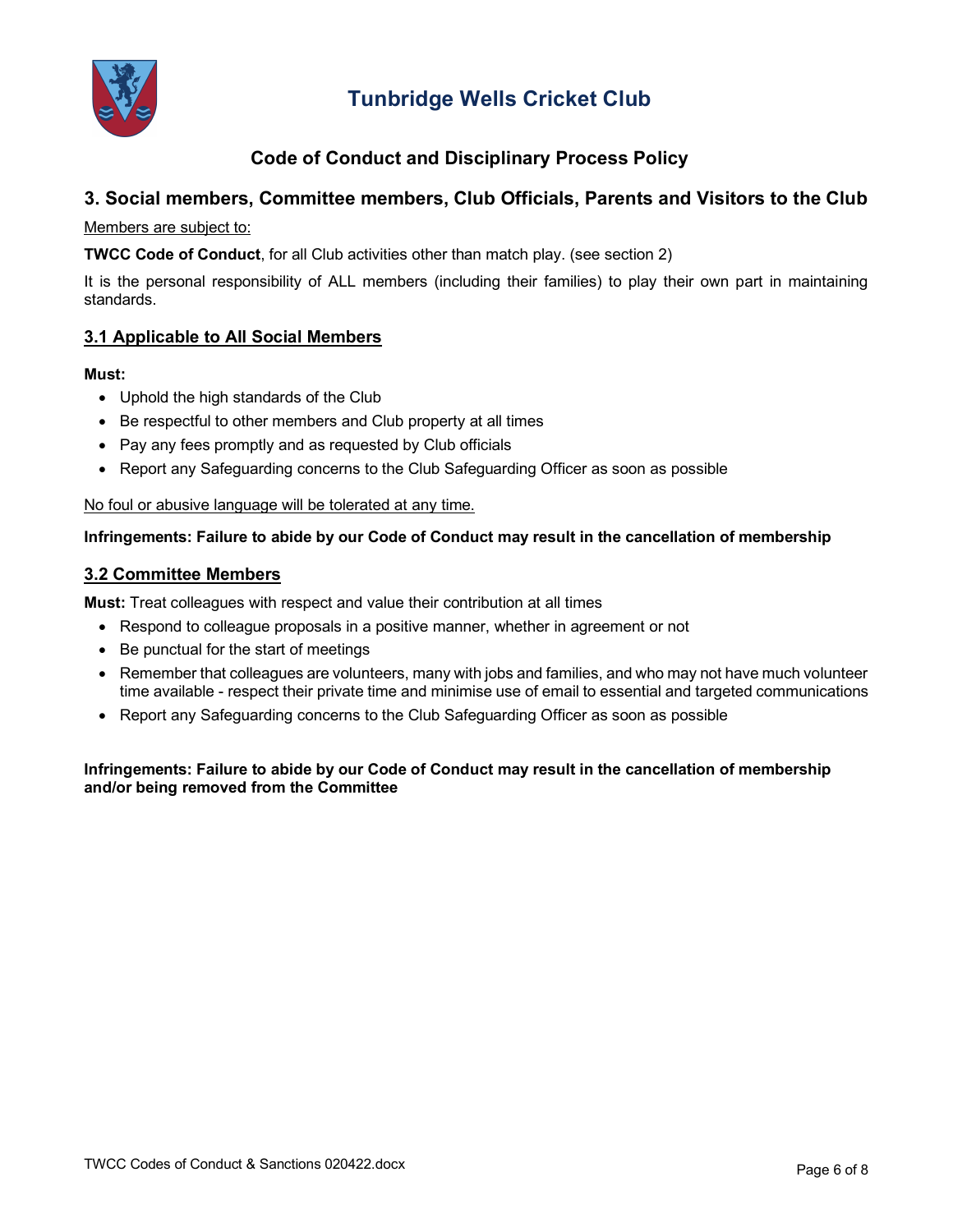# Tunbridge Wells Cricket Club

## Code of Conduct and Disciplinary Process Policy

## 3. Social members, Committee members, Club Officials, Parents and Visitors to the Club

Members are subject to:

**TWCC Code of Conduct**, for all Club activities other than match play. (see section 2)

It is the personal responsibility of ALL members (including their families) to play their own part in maintaining standards.

### 3.1 Applicable to All Social Members

**Must:**

- Uphold the high standards of the Club
- Be respectful to other members and Club property at all times
- Pay any fees promptly and as requested by Club officials
- Report any Safeguarding concerns to the Club Safeguarding Officer as soon as possible

No foul or abusive language will be tolerated at any time.

**Infringements: Failure to abide by our Code of Conduct may result in the cancellation of membership**

### 3.2 Committee Members

**Must:** Treat colleagues with respect and value their contribution at all times

- Respond to colleague proposals in a positive manner, whether in agreement or not
- Be punctual for the start of meetings
- Remember that colleagues are volunteers, many with jobs and families, and who may not have much volunteer time available - respect their private time and minimise use of email to essential and targeted communications
- Report any Safeguarding concerns to the Club Safeguarding Officer as soon as possible

**Infringements: Failure to abide by our Code of Conduct may result in the cancellation of membership and/or being removed from the Committee**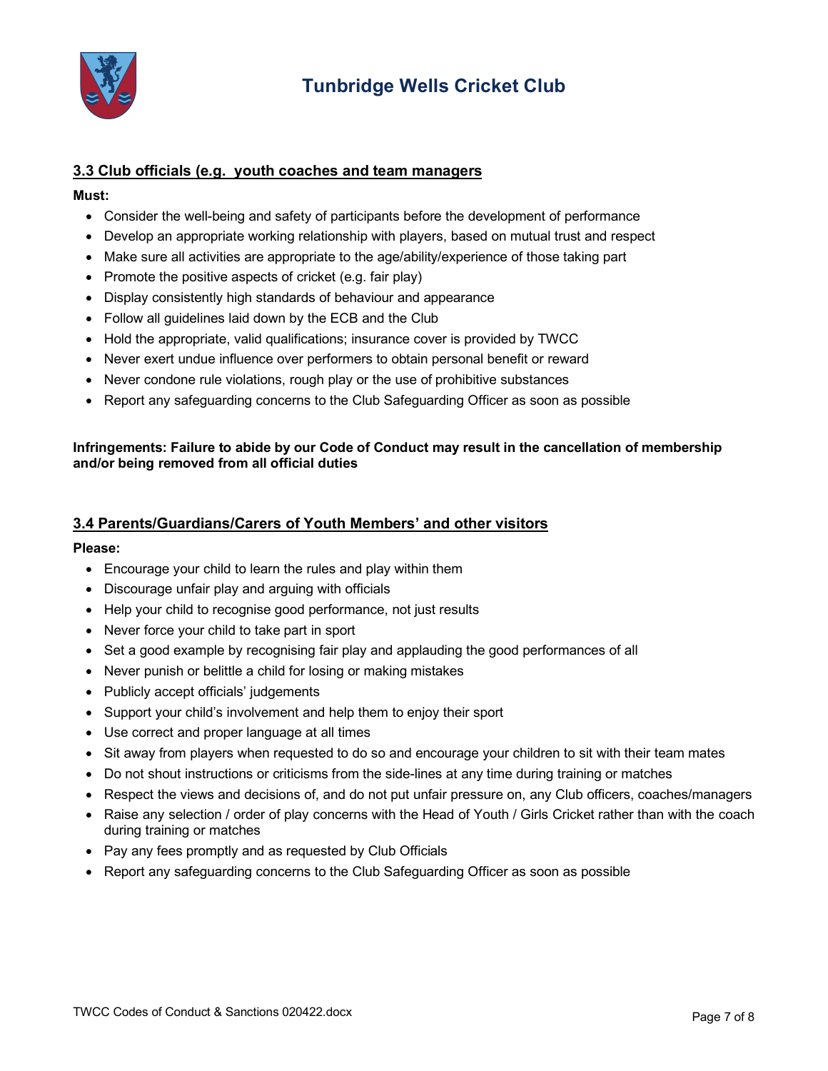### 3.3 Club officials (e.g. youth coaches and team managers

**Must:**

- Consider the well-being and safety of participants before the development of performance
- Develop an appropriate working relationship with players, based on mutual trust and respect
- Make sure all activities are appropriate to the age/ability/experience of those taking part
- Promote the positive aspects of cricket (e.g. fair play)
- Display consistently high standards of behaviour and appearance
- Follow all guidelines laid down by the ECB and the Club
- Hold the appropriate, valid qualifications; insurance cover is provided by TWCC
- Never exert undue influence over performers to obtain personal benefit or reward
- Never condone rule violations, rough play or the use of prohibitive substances
- Report any safeguarding concerns to the Club Safeguarding Officer as soon as possible

**Infringements: Failure to abide by our Code of Conduct may result in the cancellation of membership and/or being removed from all official duties**

### 3.4 Parents/Guardians/Carers of Youth Members' and other visitors

**Please:**

- Encourage your child to learn the rules and play within them
- Discourage unfair play and arguing with officials
- Help your child to recognise good performance, not just results
- Never force your child to take part in sport
- Set a good example by recognising fair play and applauding the good performances of all
- Never punish or belittle a child for losing or making mistakes
- Publicly accept officials' judgements
- Support your child's involvement and help them to enjoy their sport
- Use correct and proper language at all times
- Sit away from players when requested to do so and encourage your children to sit with their team mates
- Do not shout instructions or criticisms from the side-lines at any time during training or matches
- Respect the views and decisions of, and do not put unfair pressure on, any Club officers, coaches/managers
- Raise any selection / order of play concerns with the Head of Youth / Girls Cricket rather than with the coach during training or matches
- Pay any fees promptly and as requested by Club Officials
- Report any safeguarding concerns to the Club Safeguarding Officer as soon as possible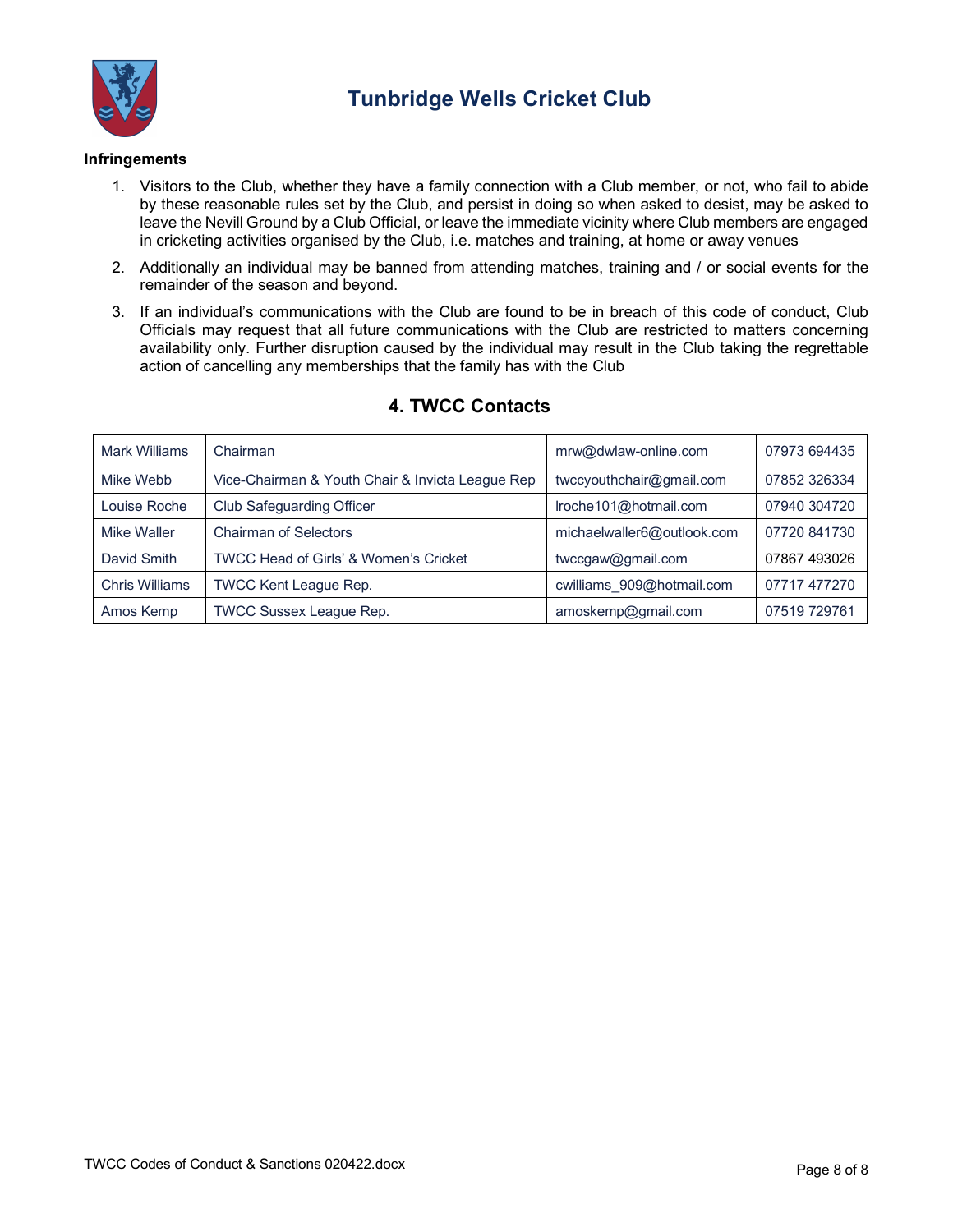**Infringements**

1. Visitors to the Club, whether they have a family connection with a Club member, or not, who fail to abide by these reasonable rules set by the Club, and persist in doing so when asked to desist, may be asked to leave the Nevill Ground by a Club Official, or leave the immediate vicinity where Club members are engaged in cricketing activities organised by the Club, i.e. matches and training, at home or away venues
2. Additionally an individual may be banned from attending matches, training and / or social events for the remainder of the season and beyond.
3. If an individual's communications with the Club are found to be in breach of this code of conduct, Club Officials may request that all future communications with the Club are restricted to matters concerning availability only. Further disruption caused by the individual may result in the Club taking the regrettable action of cancelling any memberships that the family has with the Club

## 4. TWCC Contacts

| | | | |
|---|---|---|---|
| Mark Williams | Chairman | mrw@dwlaw-online.com | 07973 694435 |
| Mike Webb | Vice-Chairman & Youth Chair & Invicta League Rep | twccyouthchair@gmail.com | 07852 326334 |
| Louise Roche | Club Safeguarding Officer | lroche101@hotmail.com | 07940 304720 |
| Mike Waller | Chairman of Selectors | michaelwaller6@outlook.com | 07720 841730 |
| David Smith | TWCC Head of Girls' & Women's Cricket | twccgaw@gmail.com | 07867 493026 |
| Chris Williams | TWCC Kent League Rep. | cwilliams_909@hotmail.com | 07717 477270 |
| Amos Kemp | TWCC Sussex League Rep. | amoskemp@gmail.com | 07519 729761 |